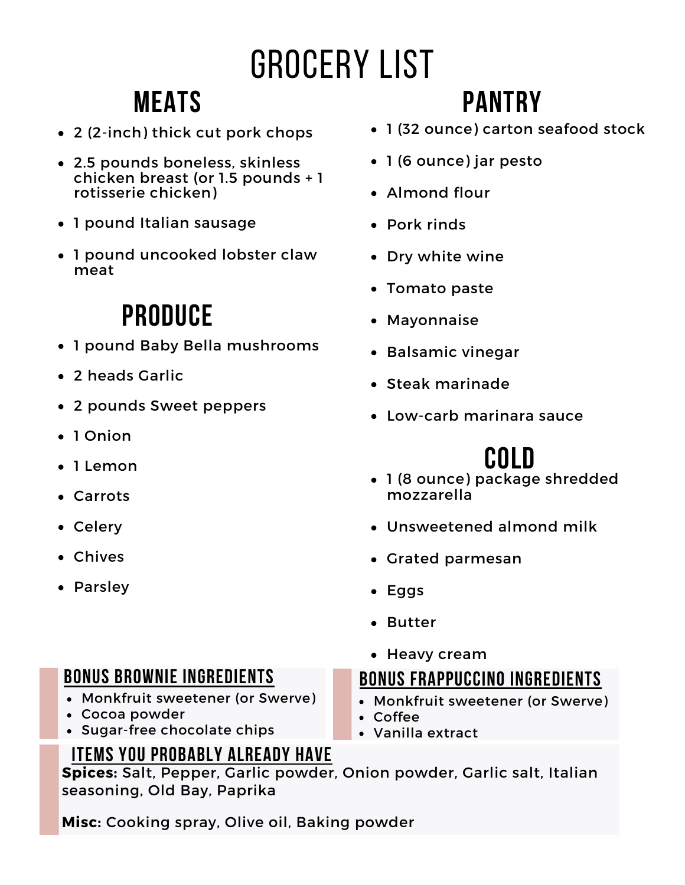# GROCERY LIST

## MEATS

- 2 (2-inch) thick cut pork chops
- 2.5 pounds boneless, skinless chicken breast (or 1.5 pounds + 1 rotisserie chicken)
- 1 pound Italian sausage
- 1 pound uncooked lobster claw meat

## PRODUCE

- 1 pound Baby Bella mushrooms
- 2 heads Garlic
- 2 pounds Sweet peppers
- 1 Onion
- 1 Lemon
- Carrots
- Celery
- Chives
- Parsley

## PANTRY

- 1 (32 ounce) carton seafood stock
- 1 (6 ounce) jar pesto
- Almond flour
- Pork rinds
- Dry white wine
- Tomato paste
- Mayonnaise
- Balsamic vinegar
- Steak marinade
- Low-carb marinara sauce

## COLD

- 1 (8 ounce) package shredded mozzarella
- Unsweetened almond milk
- Grated parmesan
- Eggs
- Butter
- Heavy cream

### BONUS BROWNIE INGREDIENTS

- Monkfruit sweetener (or Swerve)
- Cocoa powder
- Sugar-free chocolate chips

### BONUS FRAPPUCCINO INGREDIENTS

- Monkfruit sweetener (or Swerve)
- Coffee
- Vanilla extract

### ITEMS YOU PROBABLY ALREADY HAVE

**Spices:** Salt, Pepper, Garlic powder, Onion powder, Garlic salt, Italian seasoning, Old Bay, Paprika

**Misc:** Cooking spray, Olive oil, Baking powder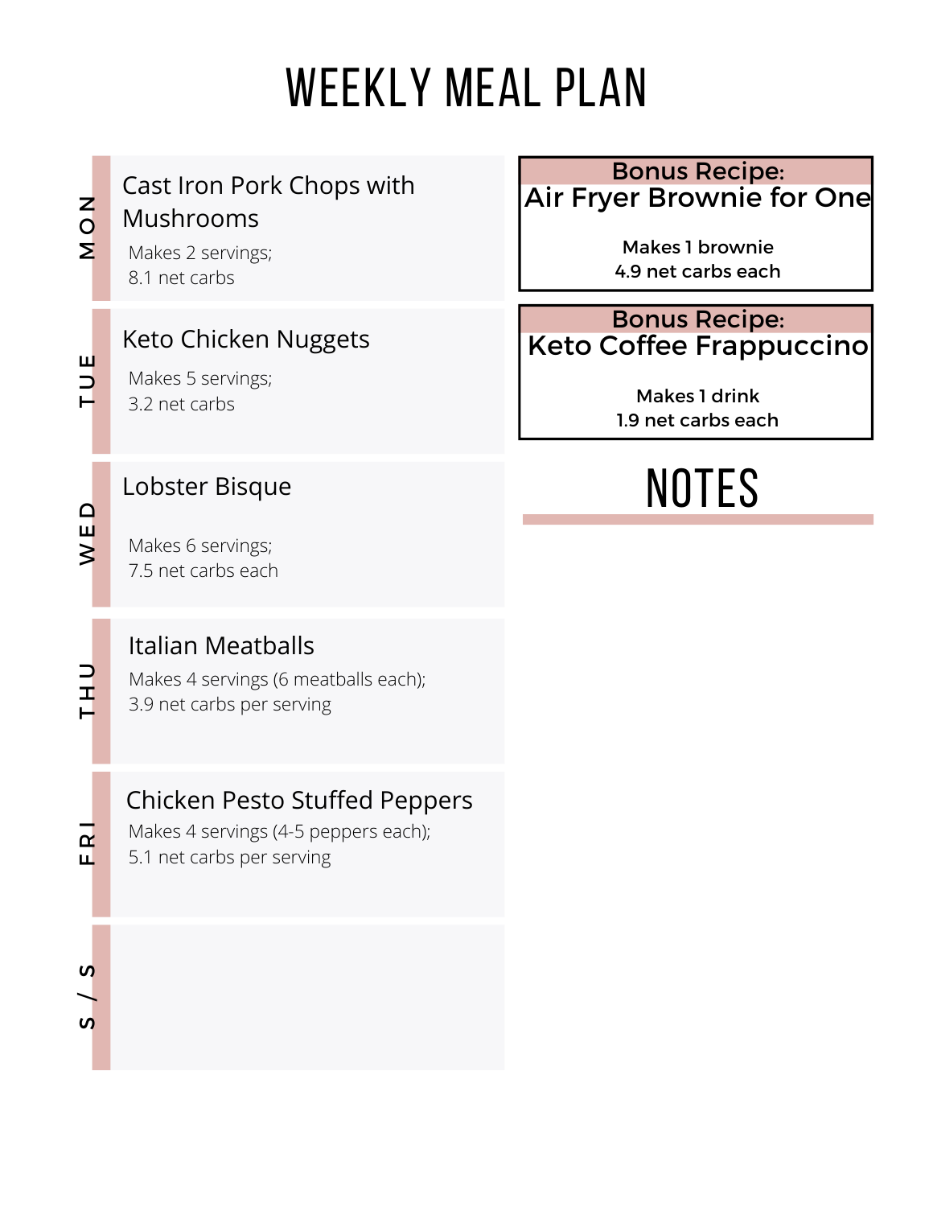# WEEKLY MEAL PLAN

**MON**

Cast Iron Pork Chops with Mushrooms

Makes 2 servings;
8.1 net carbs

**TUE**

Keto Chicken Nuggets

Makes 5 servings;
3.2 net carbs

**WED**

Lobster Bisque

Makes 6 servings;
7.5 net carbs each

**THU**

Italian Meatballs

Makes 4 servings (6 meatballs each);
3.9 net carbs per serving

**FRI**

Chicken Pesto Stuffed Peppers

Makes 4 servings (4-5 peppers each);
5.1 net carbs per serving

**S / S**

**Bonus Recipe:**
**Air Fryer Brownie for One**

**Makes 1 brownie**
**4.9 net carbs each**

**Bonus Recipe:**
**Keto Coffee Frappuccino**

**Makes 1 drink**
**1.9 net carbs each**

## NOTES